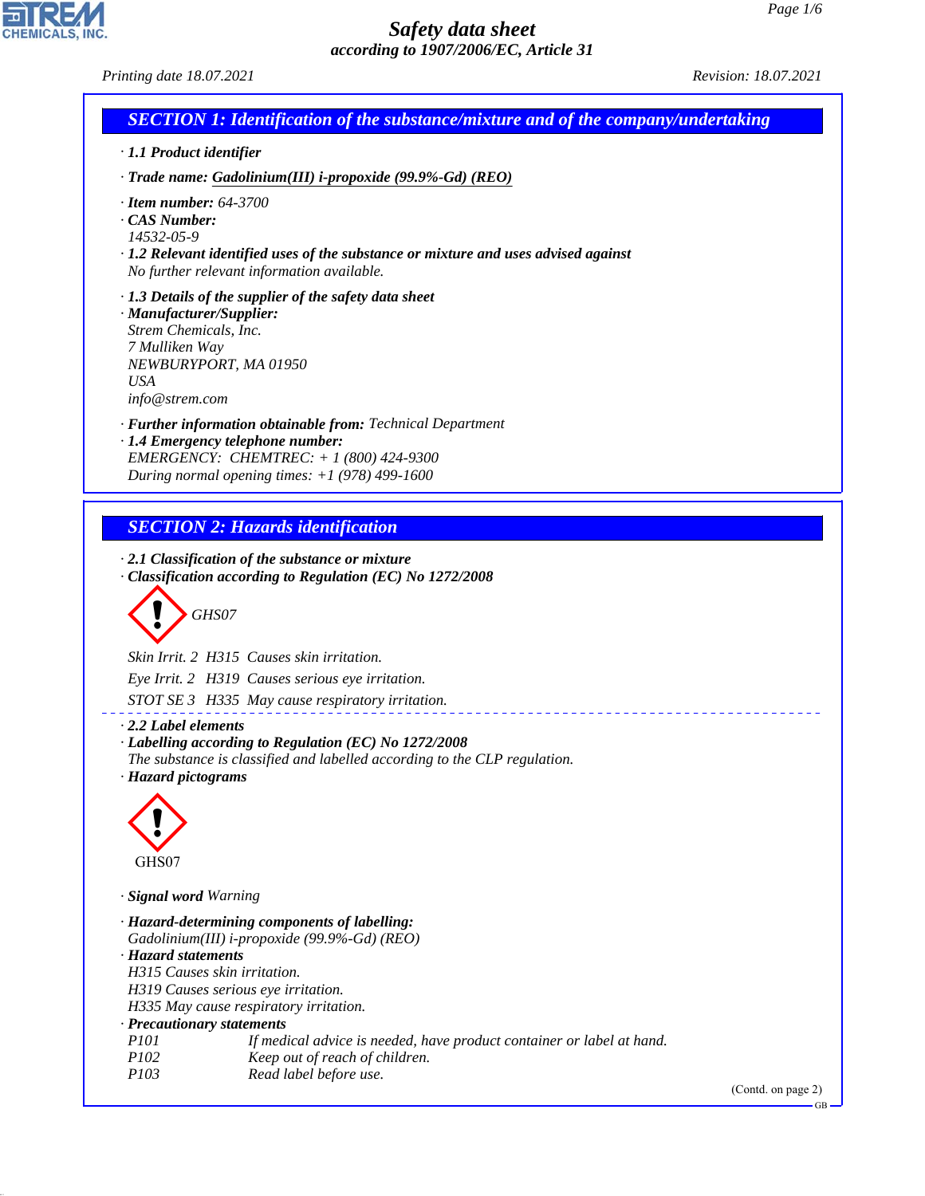# Safety data sheet

*according to 1907/2006/EC, Article 31*

*Printing date 18.07.2021* *Revision: 18.07.2021*

## SECTION 1: Identification of the substance/mixture and of the company/undertaking

· **1.1 Product identifier**

· **Trade name: Gadolinium(III) i-propoxide (99.9%-Gd) (REO)**

· **Item number:** 64-3700
· **CAS Number:**
14532-05-9
· **1.2 Relevant identified uses of the substance or mixture and uses advised against**
No further relevant information available.

· **1.3 Details of the supplier of the safety data sheet**
· **Manufacturer/Supplier:**
Strem Chemicals, Inc.
7 Mulliken Way
NEWBURYPORT, MA 01950
USA
info@strem.com

· **Further information obtainable from:** Technical Department
· **1.4 Emergency telephone number:**
EMERGENCY: CHEMTREC: + 1 (800) 424-9300
During normal opening times: +1 (978) 499-1600

## SECTION 2: Hazards identification

· **2.1 Classification of the substance or mixture**
· **Classification according to Regulation (EC) No 1272/2008**

GHS07

Skin Irrit. 2 H315 Causes skin irritation.

Eye Irrit. 2 H319 Causes serious eye irritation.

STOT SE 3 H335 May cause respiratory irritation.

· **2.2 Label elements**
· **Labelling according to Regulation (EC) No 1272/2008**
The substance is classified and labelled according to the CLP regulation.
· **Hazard pictograms**

GHS07

· **Signal word** Warning

· **Hazard-determining components of labelling:**
Gadolinium(III) i-propoxide (99.9%-Gd) (REO)
· **Hazard statements**
H315 Causes skin irritation.
H319 Causes serious eye irritation.
H335 May cause respiratory irritation.
· **Precautionary statements**

| | |
|---|---|
| P101 | If medical advice is needed, have product container or label at hand. |
| P102 | Keep out of reach of children. |
| P103 | Read label before use. |

(Contd. on page 2)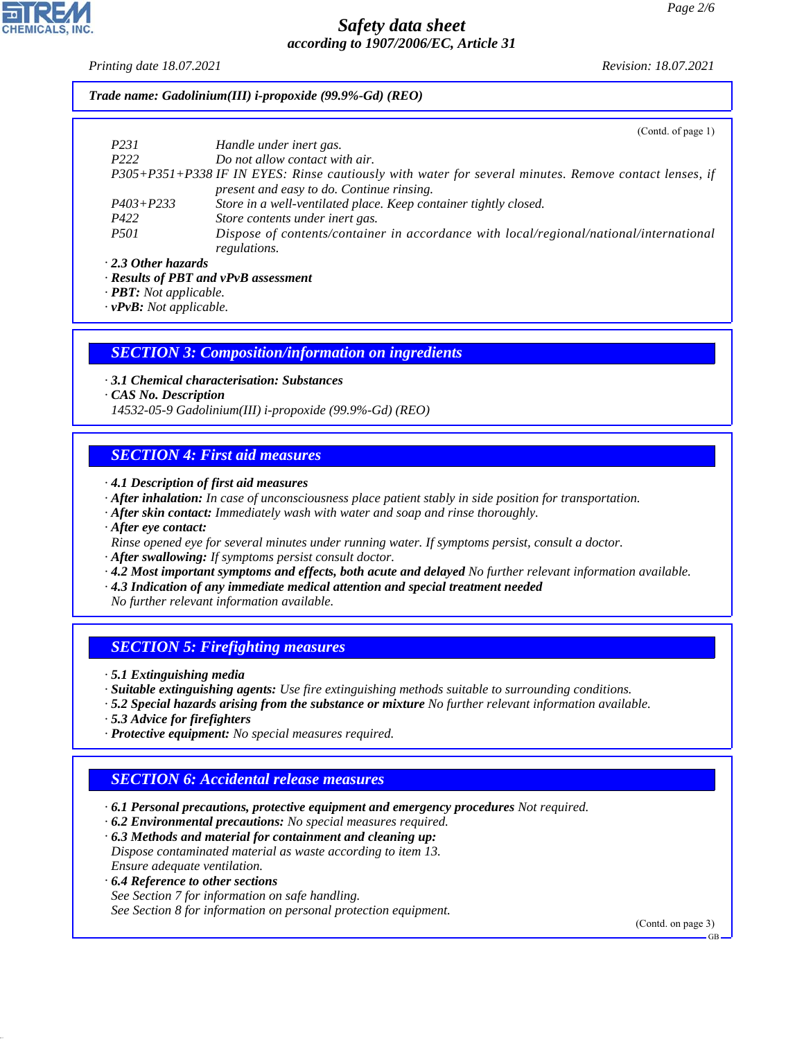**Trade name: Gadolinium(III) i-propoxide (99.9%-Gd) (REO)**

(Contd. of page 1)

| | |
|---|---|
| P231 | Handle under inert gas. |
| P222 | Do not allow contact with air. |
| P305+P351+P338 | IF IN EYES: Rinse cautiously with water for several minutes. Remove contact lenses, if present and easy to do. Continue rinsing. |
| P403+P233 | Store in a well-ventilated place. Keep container tightly closed. |
| P422 | Store contents under inert gas. |
| P501 | Dispose of contents/container in accordance with local/regional/national/international regulations. |

· **2.3 Other hazards**
· **Results of PBT and vPvB assessment**
· **PBT:** Not applicable.
· **vPvB:** Not applicable.

## SECTION 3: Composition/information on ingredients

· **3.1 Chemical characterisation: Substances**
· **CAS No. Description**
14532-05-9 Gadolinium(III) i-propoxide (99.9%-Gd) (REO)

## SECTION 4: First aid measures

· **4.1 Description of first aid measures**
· **After inhalation:** In case of unconsciousness place patient stably in side position for transportation.
· **After skin contact:** Immediately wash with water and soap and rinse thoroughly.
· **After eye contact:**
Rinse opened eye for several minutes under running water. If symptoms persist, consult a doctor.
· **After swallowing:** If symptoms persist consult doctor.
· **4.2 Most important symptoms and effects, both acute and delayed** No further relevant information available.
· **4.3 Indication of any immediate medical attention and special treatment needed**
No further relevant information available.

## SECTION 5: Firefighting measures

· **5.1 Extinguishing media**
· **Suitable extinguishing agents:** Use fire extinguishing methods suitable to surrounding conditions.
· **5.2 Special hazards arising from the substance or mixture** No further relevant information available.
· **5.3 Advice for firefighters**
· **Protective equipment:** No special measures required.

## SECTION 6: Accidental release measures

· **6.1 Personal precautions, protective equipment and emergency procedures** Not required.
· **6.2 Environmental precautions:** No special measures required.
· **6.3 Methods and material for containment and cleaning up:**
Dispose contaminated material as waste according to item 13.
Ensure adequate ventilation.
· **6.4 Reference to other sections**
See Section 7 for information on safe handling.
See Section 8 for information on personal protection equipment.

(Contd. on page 3)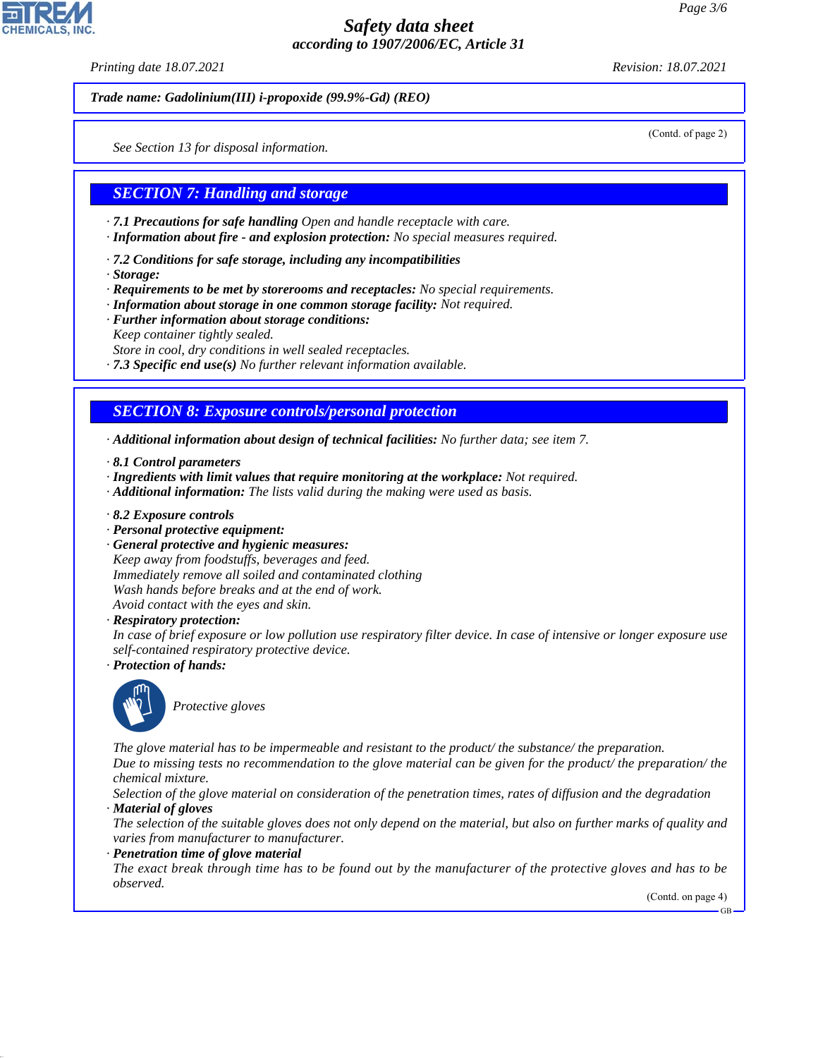**Trade name: Gadolinium(III) i-propoxide (99.9%-Gd) (REO)**

(Contd. of page 2)

*See Section 13 for disposal information.*

## SECTION 7: Handling and storage

· ***7.1 Precautions for safe handling*** *Open and handle receptacle with care.*
· ***Information about fire - and explosion protection:*** *No special measures required.*

· ***7.2 Conditions for safe storage, including any incompatibilities***
· ***Storage:***
· ***Requirements to be met by storerooms and receptacles:*** *No special requirements.*
· ***Information about storage in one common storage facility:*** *Not required.*
· ***Further information about storage conditions:***
*Keep container tightly sealed.*
*Store in cool, dry conditions in well sealed receptacles.*
· ***7.3 Specific end use(s)*** *No further relevant information available.*

## SECTION 8: Exposure controls/personal protection

· ***Additional information about design of technical facilities:*** *No further data; see item 7.*

· ***8.1 Control parameters***
· ***Ingredients with limit values that require monitoring at the workplace:*** *Not required.*
· ***Additional information:*** *The lists valid during the making were used as basis.*

· ***8.2 Exposure controls***
· ***Personal protective equipment:***
· ***General protective and hygienic measures:***
*Keep away from foodstuffs, beverages and feed.*
*Immediately remove all soiled and contaminated clothing*
*Wash hands before breaks and at the end of work.*
*Avoid contact with the eyes and skin.*
· ***Respiratory protection:***
*In case of brief exposure or low pollution use respiratory filter device. In case of intensive or longer exposure use self-contained respiratory protective device.*
· ***Protection of hands:***

*Protective gloves*

*The glove material has to be impermeable and resistant to the product/ the substance/ the preparation.*
*Due to missing tests no recommendation to the glove material can be given for the product/ the preparation/ the chemical mixture.*
*Selection of the glove material on consideration of the penetration times, rates of diffusion and the degradation*
· ***Material of gloves***
*The selection of the suitable gloves does not only depend on the material, but also on further marks of quality and varies from manufacturer to manufacturer.*
· ***Penetration time of glove material***
*The exact break through time has to be found out by the manufacturer of the protective gloves and has to be observed.*

(Contd. on page 4)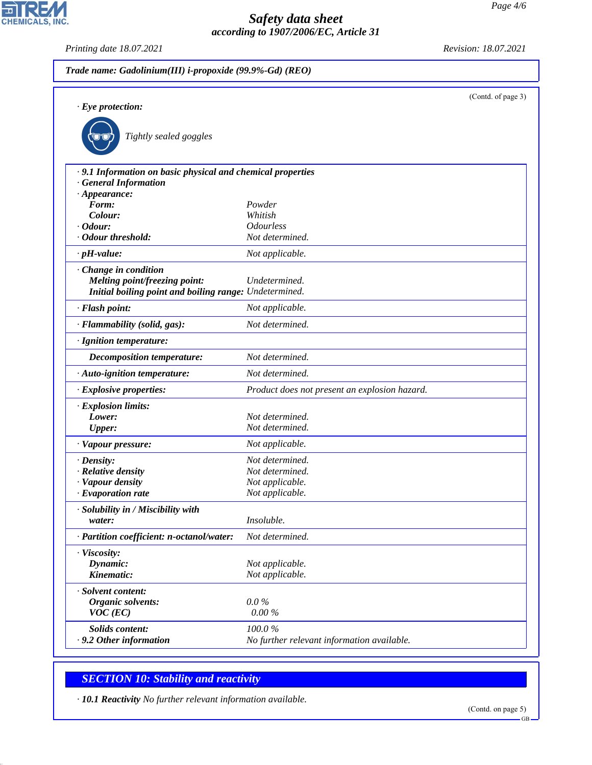Trade name: Gadolinium(III) i-propoxide (99.9%-Gd) (REO)

(Contd. of page 3)

· **Eye protection:**

Tightly sealed goggles

· **9.1 Information on basic physical and chemical properties**
· **General Information**

| | |
|---|---|
| · **Appearance:** | |
| **Form:** | Powder |
| **Colour:** | Whitish |
| · **Odour:** | Odourless |
| · **Odour threshold:** | Not determined. |
| · **pH-value:** | Not applicable. |
| · **Change in condition** | |
| **Melting point/freezing point:** | Undetermined. |
| **Initial boiling point and boiling range:** | Undetermined. |
| · **Flash point:** | Not applicable. |
| · **Flammability (solid, gas):** | Not determined. |
| · **Ignition temperature:** | |
| **Decomposition temperature:** | Not determined. |
| · **Auto-ignition temperature:** | Not determined. |
| · **Explosive properties:** | Product does not present an explosion hazard. |
| · **Explosion limits:** | |
| **Lower:** | Not determined. |
| **Upper:** | Not determined. |
| · **Vapour pressure:** | Not applicable. |
| · **Density:** | Not determined. |
| · **Relative density** | Not determined. |
| · **Vapour density** | Not applicable. |
| · **Evaporation rate** | Not applicable. |
| · **Solubility in / Miscibility with** | |
| **water:** | Insoluble. |
| · **Partition coefficient: n-octanol/water:** | Not determined. |
| · **Viscosity:** | |
| **Dynamic:** | Not applicable. |
| **Kinematic:** | Not applicable. |
| · **Solvent content:** | |
| **Organic solvents:** | 0.0 % |
| **VOC (EC)** | 0.00 % |
| **Solids content:** | 100.0 % |
| · **9.2 Other information** | No further relevant information available. |

## SECTION 10: Stability and reactivity

· **10.1 Reactivity** No further relevant information available.

(Contd. on page 5)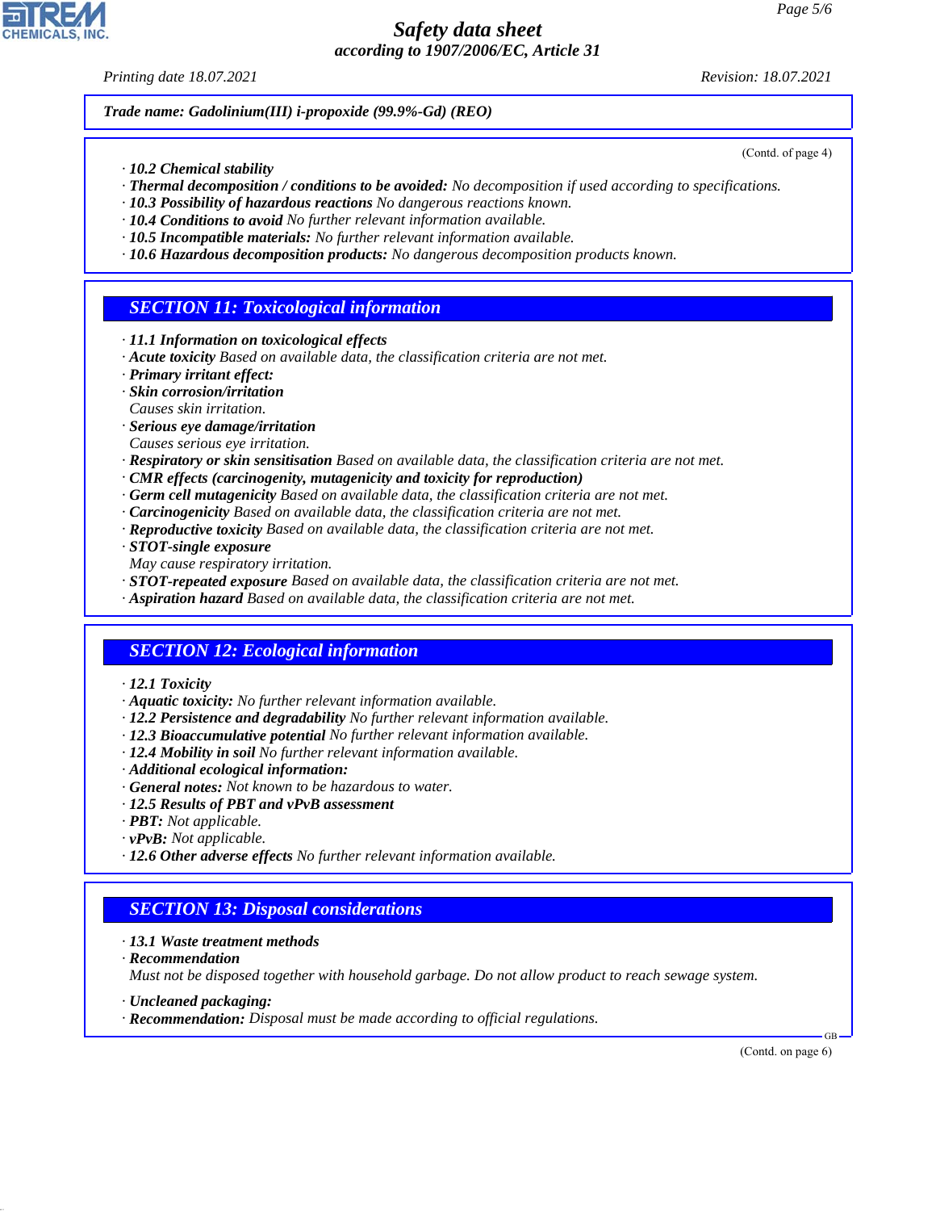**Trade name: Gadolinium(III) i-propoxide (99.9%-Gd) (REO)**

(Contd. of page 4)

· **10.2 Chemical stability**
· **Thermal decomposition / conditions to be avoided:** No decomposition if used according to specifications.
· **10.3 Possibility of hazardous reactions** No dangerous reactions known.
· **10.4 Conditions to avoid** No further relevant information available.
· **10.5 Incompatible materials:** No further relevant information available.
· **10.6 Hazardous decomposition products:** No dangerous decomposition products known.

## SECTION 11: Toxicological information

· **11.1 Information on toxicological effects**
· **Acute toxicity** Based on available data, the classification criteria are not met.
· **Primary irritant effect:**
· **Skin corrosion/irritation**
Causes skin irritation.
· **Serious eye damage/irritation**
Causes serious eye irritation.
· **Respiratory or skin sensitisation** Based on available data, the classification criteria are not met.
· **CMR effects (carcinogenity, mutagenicity and toxicity for reproduction)**
· **Germ cell mutagenicity** Based on available data, the classification criteria are not met.
· **Carcinogenicity** Based on available data, the classification criteria are not met.
· **Reproductive toxicity** Based on available data, the classification criteria are not met.
· **STOT-single exposure**
May cause respiratory irritation.
· **STOT-repeated exposure** Based on available data, the classification criteria are not met.
· **Aspiration hazard** Based on available data, the classification criteria are not met.

## SECTION 12: Ecological information

· **12.1 Toxicity**
· **Aquatic toxicity:** No further relevant information available.
· **12.2 Persistence and degradability** No further relevant information available.
· **12.3 Bioaccumulative potential** No further relevant information available.
· **12.4 Mobility in soil** No further relevant information available.
· **Additional ecological information:**
· **General notes:** Not known to be hazardous to water.
· **12.5 Results of PBT and vPvB assessment**
· **PBT:** Not applicable.
· **vPvB:** Not applicable.
· **12.6 Other adverse effects** No further relevant information available.

## SECTION 13: Disposal considerations

· **13.1 Waste treatment methods**
· **Recommendation**
Must not be disposed together with household garbage. Do not allow product to reach sewage system.

· **Uncleaned packaging:**
· **Recommendation:** Disposal must be made according to official regulations.

(Contd. on page 6)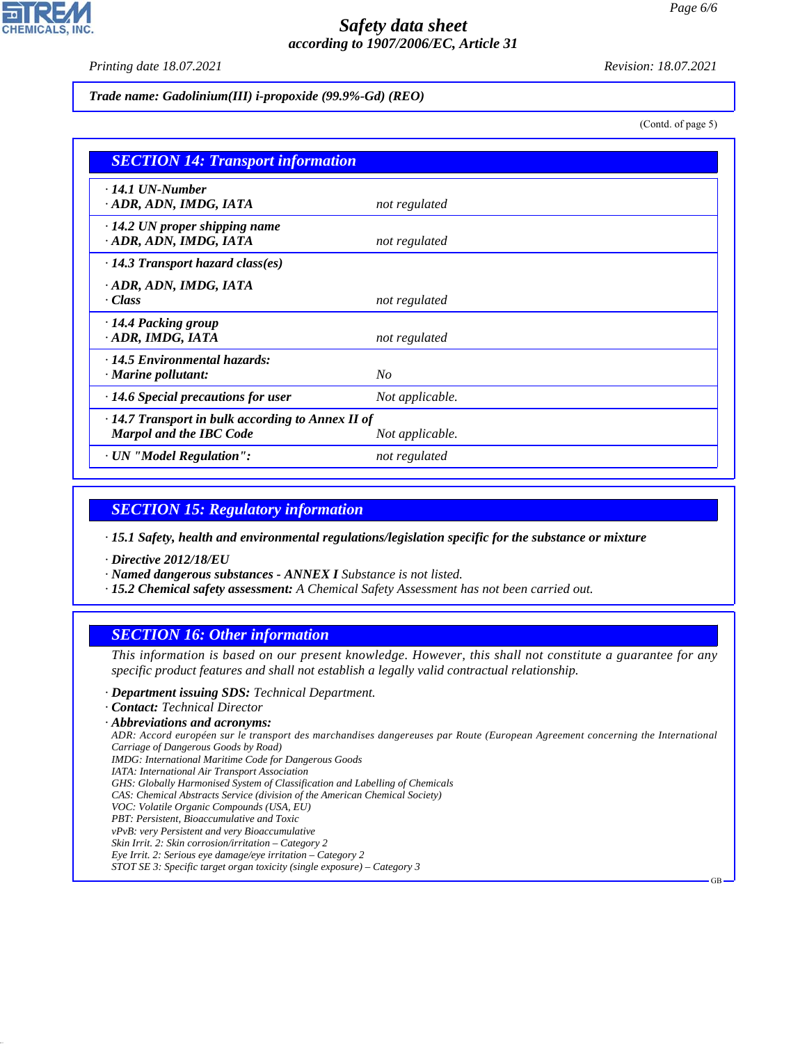Trade name: Gadolinium(III) i-propoxide (99.9%-Gd) (REO)

(Contd. of page 5)

## SECTION 14: Transport information

| | |
|---|---|
| · 14.1 UN-Number<br>· ADR, ADN, IMDG, IATA | not regulated |
| · 14.2 UN proper shipping name<br>· ADR, ADN, IMDG, IATA | not regulated |
| · 14.3 Transport hazard class(es)<br>· ADR, ADN, IMDG, IATA<br>· Class | not regulated |
| · 14.4 Packing group<br>· ADR, IMDG, IATA | not regulated |
| · 14.5 Environmental hazards:<br>· Marine pollutant: | No |
| · 14.6 Special precautions for user | Not applicable. |
| · 14.7 Transport in bulk according to Annex II of Marpol and the IBC Code | Not applicable. |
| · UN "Model Regulation": | not regulated |

## SECTION 15: Regulatory information

· **15.1 Safety, health and environmental regulations/legislation specific for the substance or mixture**

· **Directive 2012/18/EU**
· **Named dangerous substances - ANNEX I** Substance is not listed.
· **15.2 Chemical safety assessment:** A Chemical Safety Assessment has not been carried out.

## SECTION 16: Other information

This information is based on our present knowledge. However, this shall not constitute a guarantee for any specific product features and shall not establish a legally valid contractual relationship.

· **Department issuing SDS:** Technical Department.
· **Contact:** Technical Director
· **Abbreviations and acronyms:**
ADR: Accord européen sur le transport des marchandises dangereuses par Route (European Agreement concerning the International Carriage of Dangerous Goods by Road)
IMDG: International Maritime Code for Dangerous Goods
IATA: International Air Transport Association
GHS: Globally Harmonised System of Classification and Labelling of Chemicals
CAS: Chemical Abstracts Service (division of the American Chemical Society)
VOC: Volatile Organic Compounds (USA, EU)
PBT: Persistent, Bioaccumulative and Toxic
vPvB: very Persistent and very Bioaccumulative
Skin Irrit. 2: Skin corrosion/irritation – Category 2
Eye Irrit. 2: Serious eye damage/eye irritation – Category 2
STOT SE 3: Specific target organ toxicity (single exposure) – Category 3